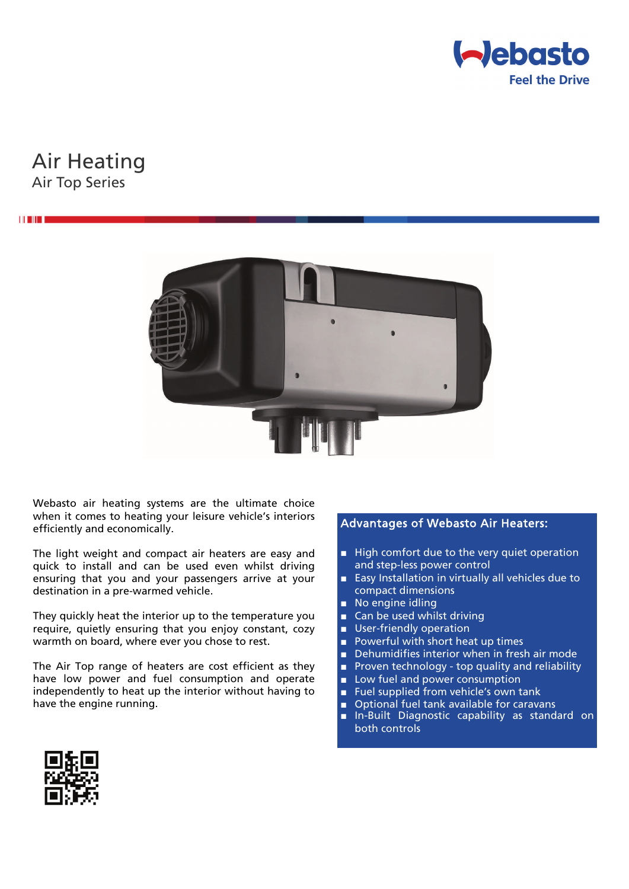# Air Heating

## Air Top Series

Webasto air heating systems are the ultimate choice when it comes to heating your leisure vehicle's interiors efficiently and economically.

The light weight and compact air heaters are easy and quick to install and can be used even whilst driving ensuring that you and your passengers arrive at your destination in a pre-warmed vehicle.

They quickly heat the interior up to the temperature you require, quietly ensuring that you enjoy constant, cozy warmth on board, where ever you chose to rest.

The Air Top range of heaters are cost efficient as they have low power and fuel consumption and operate independently to heat up the interior without having to have the engine running.

### Advantages of Webasto Air Heaters:

- High comfort due to the very quiet operation and step-less power control
- Easy Installation in virtually all vehicles due to compact dimensions
- No engine idling
- Can be used whilst driving
- User-friendly operation
- Powerful with short heat up times
- Dehumidifies interior when in fresh air mode
- Proven technology - top quality and reliability
- Low fuel and power consumption
- Fuel supplied from vehicle's own tank
- Optional fuel tank available for caravans
- In-Built Diagnostic capability as standard on both controls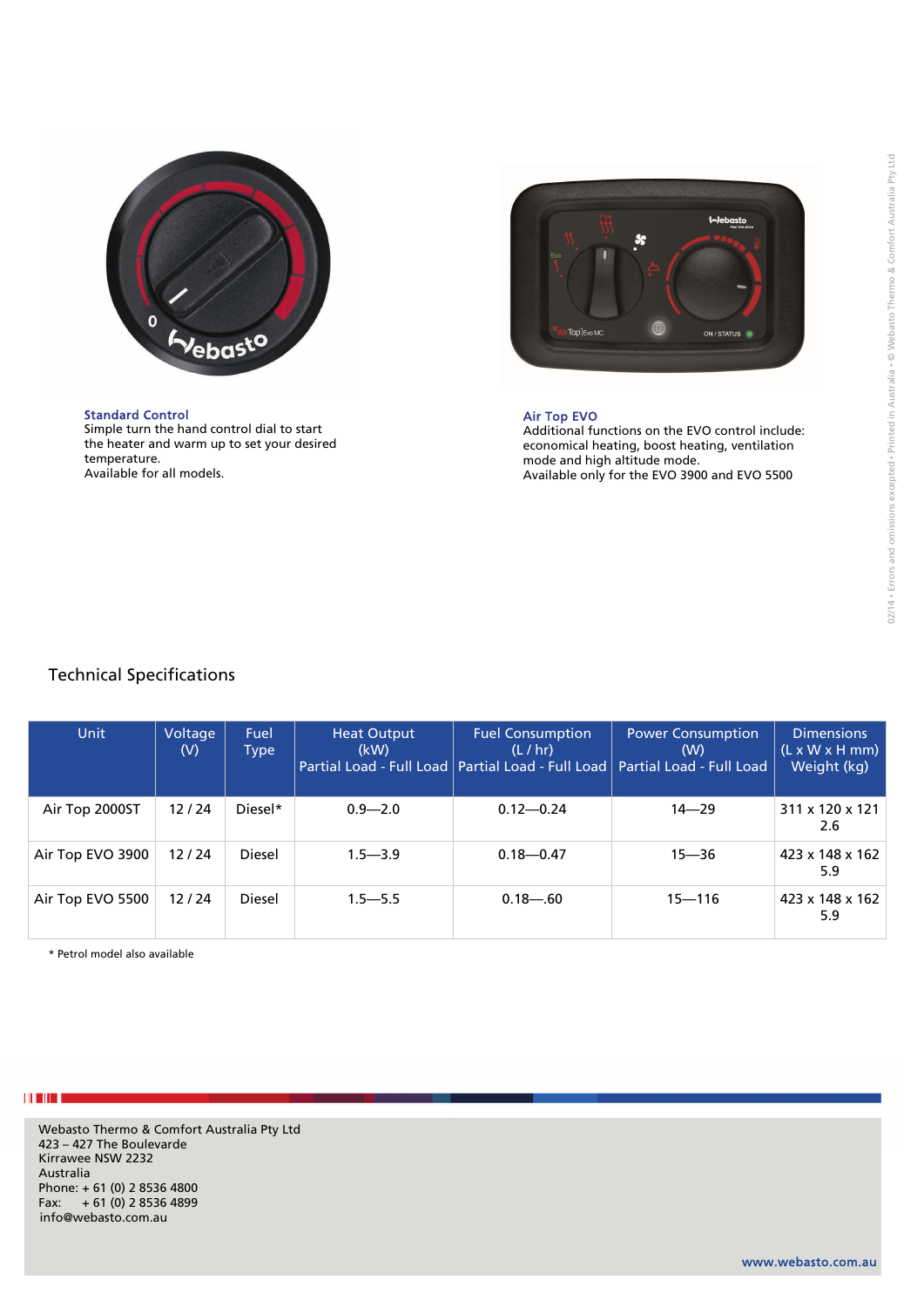**Standard Control**
Simple turn the hand control dial to start the heater and warm up to set your desired temperature.
Available for all models.

**Air Top EVO**
Additional functions on the EVO control include: economical heating, boost heating, ventilation mode and high altitude mode.
Available only for the EVO 3900 and EVO 5500

## Technical Specifications

| Unit | Voltage (V) | Fuel Type | Heat Output (kW) Partial Load - Full Load | Fuel Consumption (L / hr) Partial Load - Full Load | Power Consumption (W) Partial Load - Full Load | Dimensions (L x W x H mm) Weight (kg) |
|---|---|---|---|---|---|---|
| Air Top 2000ST | 12 / 24 | Diesel* | 0.9—2.0 | 0.12—0.24 | 14—29 | 311 x 120 x 121 2.6 |
| Air Top EVO 3900 | 12 / 24 | Diesel | 1.5—3.9 | 0.18—0.47 | 15—36 | 423 x 148 x 162 5.9 |
| Air Top EVO 5500 | 12 / 24 | Diesel | 1.5—5.5 | 0.18—.60 | 15—116 | 423 x 148 x 162 5.9 |

* Petrol model also available

Webasto Thermo & Comfort Australia Pty Ltd
423 – 427 The Boulevarde
Kirrawee NSW 2232
Australia
Phone: + 61 (0) 2 8536 4800
Fax: + 61 (0) 2 8536 4899
info@webasto.com.au

www.webasto.com.au

02/14 • Errors and omissions excepted • Printed in Australia • © Webasto Thermo & Comfort Australia Pty Ltd